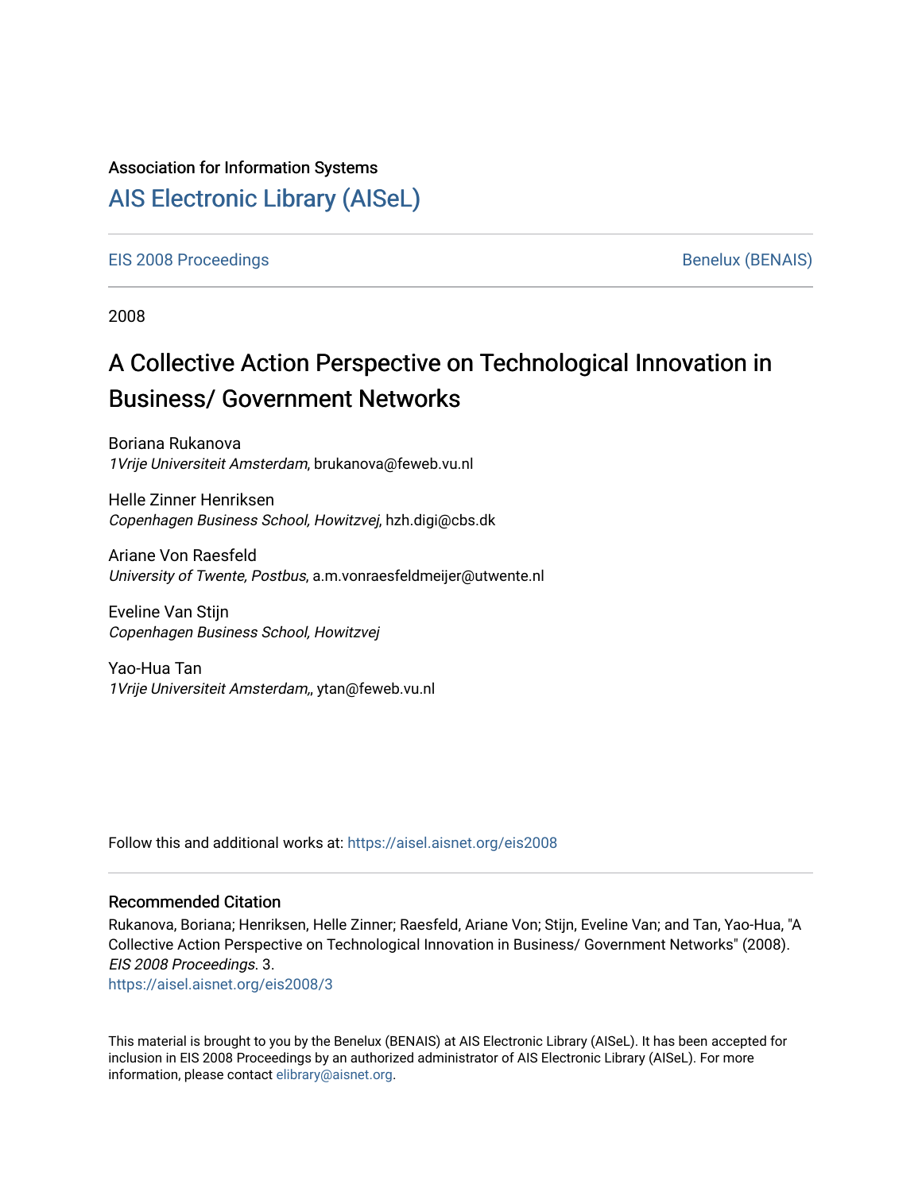Association for Information Systems

# AIS Electronic Library (AISeL)

EIS 2008 Proceedings | Benelux (BENAIS)

2008

## A Collective Action Perspective on Technological Innovation in Business/ Government Networks

Boriana Rukanova
*1Vrije Universiteit Amsterdam*, brukanova@feweb.vu.nl

Helle Zinner Henriksen
*Copenhagen Business School, Howitzvej*, hzh.digi@cbs.dk

Ariane Von Raesfeld
*University of Twente, Postbus*, a.m.vonraesfeldmeijer@utwente.nl

Eveline Van Stijn
*Copenhagen Business School, Howitzvej*

Yao-Hua Tan
*1Vrije Universiteit Amsterdam,*, ytan@feweb.vu.nl

Follow this and additional works at: https://aisel.aisnet.org/eis2008

### Recommended Citation

Rukanova, Boriana; Henriksen, Helle Zinner; Raesfeld, Ariane Von; Stijn, Eveline Van; and Tan, Yao-Hua, "A Collective Action Perspective on Technological Innovation in Business/ Government Networks" (2008). *EIS 2008 Proceedings*. 3.
https://aisel.aisnet.org/eis2008/3

This material is brought to you by the Benelux (BENAIS) at AIS Electronic Library (AISeL). It has been accepted for inclusion in EIS 2008 Proceedings by an authorized administrator of AIS Electronic Library (AISeL). For more information, please contact elibrary@aisnet.org.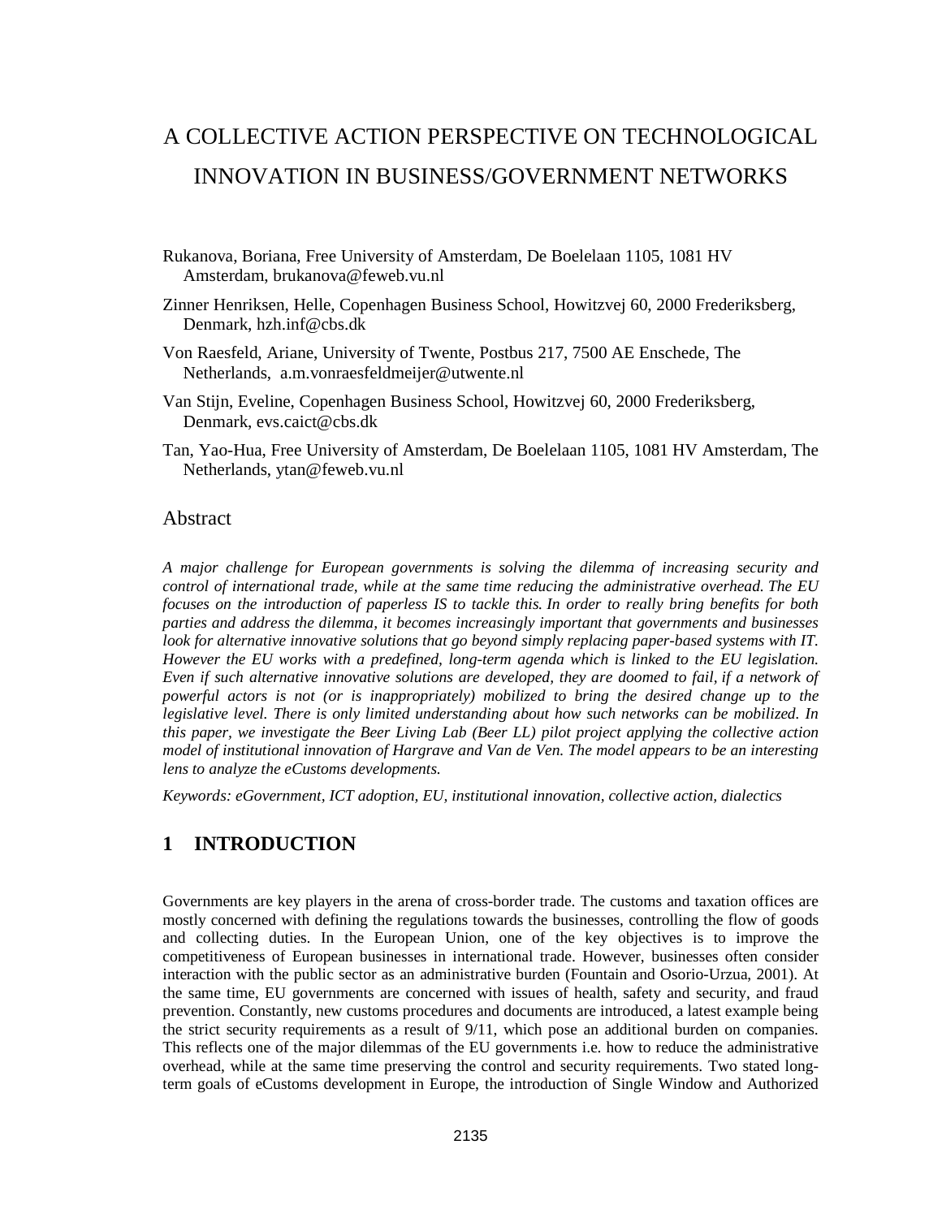# A COLLECTIVE ACTION PERSPECTIVE ON TECHNOLOGICAL INNOVATION IN BUSINESS/GOVERNMENT NETWORKS

Rukanova, Boriana, Free University of Amsterdam, De Boelelaan 1105, 1081 HV Amsterdam, brukanova@feweb.vu.nl

Zinner Henriksen, Helle, Copenhagen Business School, Howitzvej 60, 2000 Frederiksberg, Denmark, hzh.inf@cbs.dk

Von Raesfeld, Ariane, University of Twente, Postbus 217, 7500 AE Enschede, The Netherlands, a.m.vonraesfeldmeijer@utwente.nl

Van Stijn, Eveline, Copenhagen Business School, Howitzvej 60, 2000 Frederiksberg, Denmark, evs.caict@cbs.dk

Tan, Yao-Hua, Free University of Amsterdam, De Boelelaan 1105, 1081 HV Amsterdam, The Netherlands, ytan@feweb.vu.nl

## Abstract

*A major challenge for European governments is solving the dilemma of increasing security and control of international trade, while at the same time reducing the administrative overhead. The EU focuses on the introduction of paperless IS to tackle this. In order to really bring benefits for both parties and address the dilemma, it becomes increasingly important that governments and businesses look for alternative innovative solutions that go beyond simply replacing paper-based systems with IT. However the EU works with a predefined, long-term agenda which is linked to the EU legislation. Even if such alternative innovative solutions are developed, they are doomed to fail, if a network of powerful actors is not (or is inappropriately) mobilized to bring the desired change up to the legislative level. There is only limited understanding about how such networks can be mobilized. In this paper, we investigate the Beer Living Lab (Beer LL) pilot project applying the collective action model of institutional innovation of Hargrave and Van de Ven. The model appears to be an interesting lens to analyze the eCustoms developments.*

*Keywords: eGovernment, ICT adoption, EU, institutional innovation, collective action, dialectics*

## 1 INTRODUCTION

Governments are key players in the arena of cross-border trade. The customs and taxation offices are mostly concerned with defining the regulations towards the businesses, controlling the flow of goods and collecting duties. In the European Union, one of the key objectives is to improve the competitiveness of European businesses in international trade. However, businesses often consider interaction with the public sector as an administrative burden (Fountain and Osorio-Urzua, 2001). At the same time, EU governments are concerned with issues of health, safety and security, and fraud prevention. Constantly, new customs procedures and documents are introduced, a latest example being the strict security requirements as a result of 9/11, which pose an additional burden on companies. This reflects one of the major dilemmas of the EU governments i.e. how to reduce the administrative overhead, while at the same time preserving the control and security requirements. Two stated long-term goals of eCustoms development in Europe, the introduction of Single Window and Authorized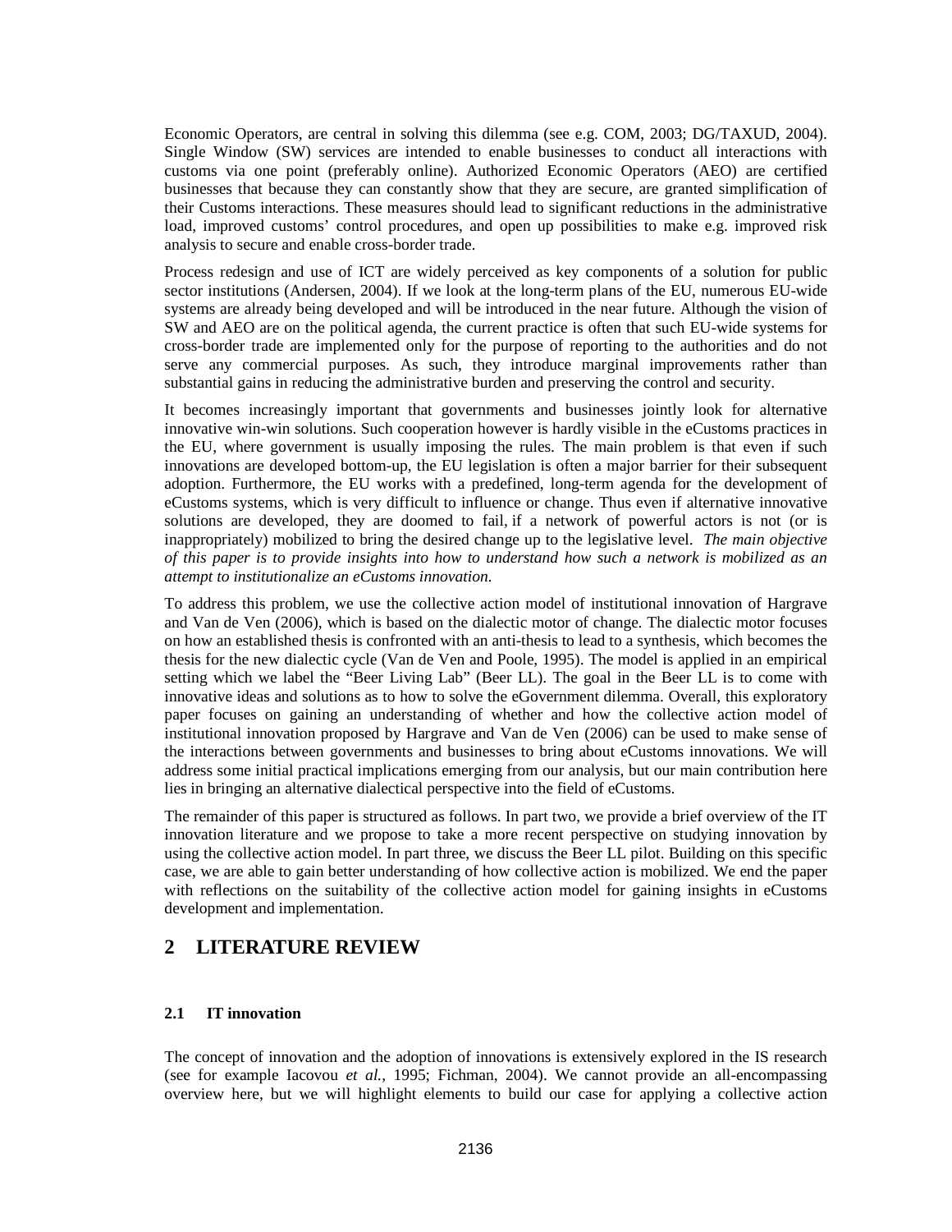Economic Operators, are central in solving this dilemma (see e.g. COM, 2003; DG/TAXUD, 2004). Single Window (SW) services are intended to enable businesses to conduct all interactions with customs via one point (preferably online). Authorized Economic Operators (AEO) are certified businesses that because they can constantly show that they are secure, are granted simplification of their Customs interactions. These measures should lead to significant reductions in the administrative load, improved customs' control procedures, and open up possibilities to make e.g. improved risk analysis to secure and enable cross-border trade.

Process redesign and use of ICT are widely perceived as key components of a solution for public sector institutions (Andersen, 2004). If we look at the long-term plans of the EU, numerous EU-wide systems are already being developed and will be introduced in the near future. Although the vision of SW and AEO are on the political agenda, the current practice is often that such EU-wide systems for cross-border trade are implemented only for the purpose of reporting to the authorities and do not serve any commercial purposes. As such, they introduce marginal improvements rather than substantial gains in reducing the administrative burden and preserving the control and security.

It becomes increasingly important that governments and businesses jointly look for alternative innovative win-win solutions. Such cooperation however is hardly visible in the eCustoms practices in the EU, where government is usually imposing the rules. The main problem is that even if such innovations are developed bottom-up, the EU legislation is often a major barrier for their subsequent adoption. Furthermore, the EU works with a predefined, long-term agenda for the development of eCustoms systems, which is very difficult to influence or change. Thus even if alternative innovative solutions are developed, they are doomed to fail, if a network of powerful actors is not (or is inappropriately) mobilized to bring the desired change up to the legislative level. *The main objective of this paper is to provide insights into how to understand how such a network is mobilized as an attempt to institutionalize an eCustoms innovation.*

To address this problem, we use the collective action model of institutional innovation of Hargrave and Van de Ven (2006), which is based on the dialectic motor of change. The dialectic motor focuses on how an established thesis is confronted with an anti-thesis to lead to a synthesis, which becomes the thesis for the new dialectic cycle (Van de Ven and Poole, 1995). The model is applied in an empirical setting which we label the "Beer Living Lab" (Beer LL). The goal in the Beer LL is to come with innovative ideas and solutions as to how to solve the eGovernment dilemma. Overall, this exploratory paper focuses on gaining an understanding of whether and how the collective action model of institutional innovation proposed by Hargrave and Van de Ven (2006) can be used to make sense of the interactions between governments and businesses to bring about eCustoms innovations. We will address some initial practical implications emerging from our analysis, but our main contribution here lies in bringing an alternative dialectical perspective into the field of eCustoms.

The remainder of this paper is structured as follows. In part two, we provide a brief overview of the IT innovation literature and we propose to take a more recent perspective on studying innovation by using the collective action model. In part three, we discuss the Beer LL pilot. Building on this specific case, we are able to gain better understanding of how collective action is mobilized. We end the paper with reflections on the suitability of the collective action model for gaining insights in eCustoms development and implementation.

# 2 LITERATURE REVIEW

## 2.1 IT innovation

The concept of innovation and the adoption of innovations is extensively explored in the IS research (see for example Iacovou *et al.*, 1995; Fichman, 2004). We cannot provide an all-encompassing overview here, but we will highlight elements to build our case for applying a collective action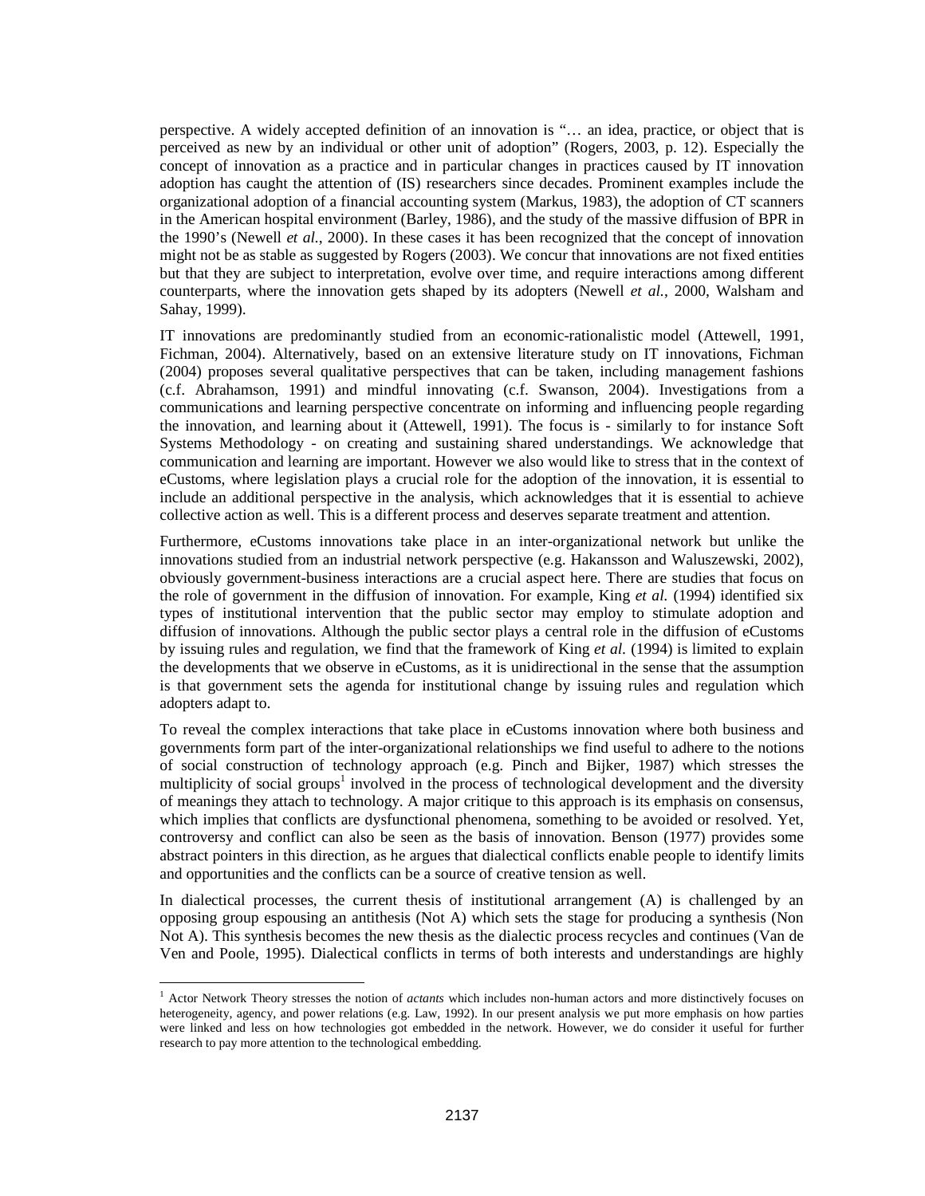perspective. A widely accepted definition of an innovation is "… an idea, practice, or object that is perceived as new by an individual or other unit of adoption" (Rogers, 2003, p. 12). Especially the concept of innovation as a practice and in particular changes in practices caused by IT innovation adoption has caught the attention of (IS) researchers since decades. Prominent examples include the organizational adoption of a financial accounting system (Markus, 1983), the adoption of CT scanners in the American hospital environment (Barley, 1986), and the study of the massive diffusion of BPR in the 1990's (Newell *et al.*, 2000). In these cases it has been recognized that the concept of innovation might not be as stable as suggested by Rogers (2003). We concur that innovations are not fixed entities but that they are subject to interpretation, evolve over time, and require interactions among different counterparts, where the innovation gets shaped by its adopters (Newell *et al.*, 2000, Walsham and Sahay, 1999).

IT innovations are predominantly studied from an economic-rationalistic model (Attewell, 1991, Fichman, 2004). Alternatively, based on an extensive literature study on IT innovations, Fichman (2004) proposes several qualitative perspectives that can be taken, including management fashions (c.f. Abrahamson, 1991) and mindful innovating (c.f. Swanson, 2004). Investigations from a communications and learning perspective concentrate on informing and influencing people regarding the innovation, and learning about it (Attewell, 1991). The focus is - similarly to for instance Soft Systems Methodology - on creating and sustaining shared understandings. We acknowledge that communication and learning are important. However we also would like to stress that in the context of eCustoms, where legislation plays a crucial role for the adoption of the innovation, it is essential to include an additional perspective in the analysis, which acknowledges that it is essential to achieve collective action as well. This is a different process and deserves separate treatment and attention.

Furthermore, eCustoms innovations take place in an inter-organizational network but unlike the innovations studied from an industrial network perspective (e.g. Hakansson and Waluszewski, 2002), obviously government-business interactions are a crucial aspect here. There are studies that focus on the role of government in the diffusion of innovation. For example, King *et al.* (1994) identified six types of institutional intervention that the public sector may employ to stimulate adoption and diffusion of innovations. Although the public sector plays a central role in the diffusion of eCustoms by issuing rules and regulation, we find that the framework of King *et al.* (1994) is limited to explain the developments that we observe in eCustoms, as it is unidirectional in the sense that the assumption is that government sets the agenda for institutional change by issuing rules and regulation which adopters adapt to.

To reveal the complex interactions that take place in eCustoms innovation where both business and governments form part of the inter-organizational relationships we find useful to adhere to the notions of social construction of technology approach (e.g. Pinch and Bijker, 1987) which stresses the multiplicity of social groups[1] involved in the process of technological development and the diversity of meanings they attach to technology. A major critique to this approach is its emphasis on consensus, which implies that conflicts are dysfunctional phenomena, something to be avoided or resolved. Yet, controversy and conflict can also be seen as the basis of innovation. Benson (1977) provides some abstract pointers in this direction, as he argues that dialectical conflicts enable people to identify limits and opportunities and the conflicts can be a source of creative tension as well.

In dialectical processes, the current thesis of institutional arrangement (A) is challenged by an opposing group espousing an antithesis (Not A) which sets the stage for producing a synthesis (Non Not A). This synthesis becomes the new thesis as the dialectic process recycles and continues (Van de Ven and Poole, 1995). Dialectical conflicts in terms of both interests and understandings are highly

[1] Actor Network Theory stresses the notion of *actants* which includes non-human actors and more distinctively focuses on heterogeneity, agency, and power relations (e.g. Law, 1992). In our present analysis we put more emphasis on how parties were linked and less on how technologies got embedded in the network. However, we do consider it useful for further research to pay more attention to the technological embedding.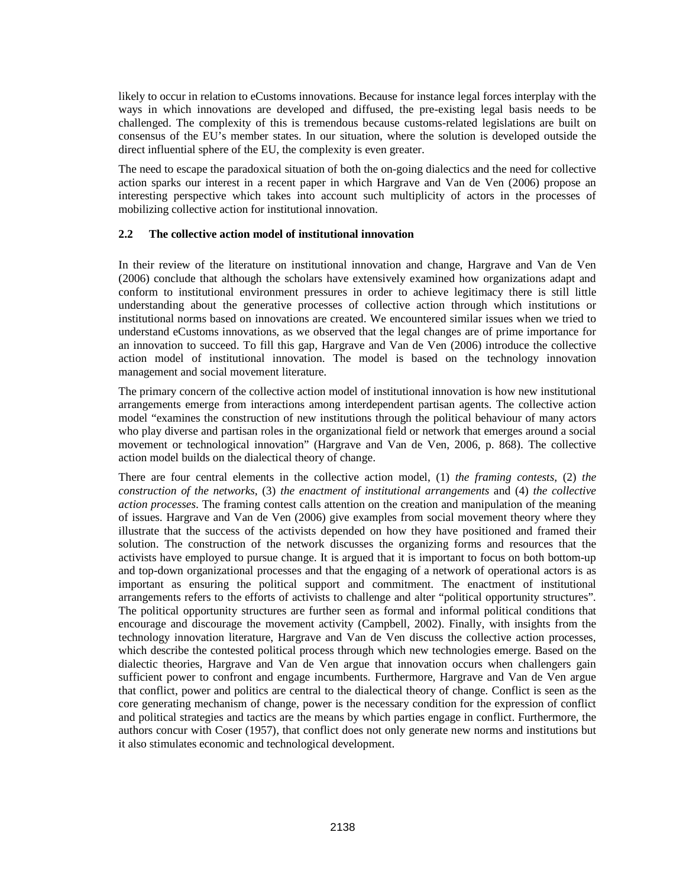likely to occur in relation to eCustoms innovations. Because for instance legal forces interplay with the ways in which innovations are developed and diffused, the pre-existing legal basis needs to be challenged. The complexity of this is tremendous because customs-related legislations are built on consensus of the EU's member states. In our situation, where the solution is developed outside the direct influential sphere of the EU, the complexity is even greater.

The need to escape the paradoxical situation of both the on-going dialectics and the need for collective action sparks our interest in a recent paper in which Hargrave and Van de Ven (2006) propose an interesting perspective which takes into account such multiplicity of actors in the processes of mobilizing collective action for institutional innovation.

### 2.2 The collective action model of institutional innovation

In their review of the literature on institutional innovation and change, Hargrave and Van de Ven (2006) conclude that although the scholars have extensively examined how organizations adapt and conform to institutional environment pressures in order to achieve legitimacy there is still little understanding about the generative processes of collective action through which institutions or institutional norms based on innovations are created. We encountered similar issues when we tried to understand eCustoms innovations, as we observed that the legal changes are of prime importance for an innovation to succeed. To fill this gap, Hargrave and Van de Ven (2006) introduce the collective action model of institutional innovation. The model is based on the technology innovation management and social movement literature.

The primary concern of the collective action model of institutional innovation is how new institutional arrangements emerge from interactions among interdependent partisan agents. The collective action model "examines the construction of new institutions through the political behaviour of many actors who play diverse and partisan roles in the organizational field or network that emerges around a social movement or technological innovation" (Hargrave and Van de Ven, 2006, p. 868). The collective action model builds on the dialectical theory of change.

There are four central elements in the collective action model, (1) *the framing contests*, (2) *the construction of the networks*, (3) *the enactment of institutional arrangements* and (4) *the collective action processes*. The framing contest calls attention on the creation and manipulation of the meaning of issues. Hargrave and Van de Ven (2006) give examples from social movement theory where they illustrate that the success of the activists depended on how they have positioned and framed their solution. The construction of the network discusses the organizing forms and resources that the activists have employed to pursue change. It is argued that it is important to focus on both bottom-up and top-down organizational processes and that the engaging of a network of operational actors is as important as ensuring the political support and commitment. The enactment of institutional arrangements refers to the efforts of activists to challenge and alter "political opportunity structures". The political opportunity structures are further seen as formal and informal political conditions that encourage and discourage the movement activity (Campbell, 2002). Finally, with insights from the technology innovation literature, Hargrave and Van de Ven discuss the collective action processes, which describe the contested political process through which new technologies emerge. Based on the dialectic theories, Hargrave and Van de Ven argue that innovation occurs when challengers gain sufficient power to confront and engage incumbents. Furthermore, Hargrave and Van de Ven argue that conflict, power and politics are central to the dialectical theory of change. Conflict is seen as the core generating mechanism of change, power is the necessary condition for the expression of conflict and political strategies and tactics are the means by which parties engage in conflict. Furthermore, the authors concur with Coser (1957), that conflict does not only generate new norms and institutions but it also stimulates economic and technological development.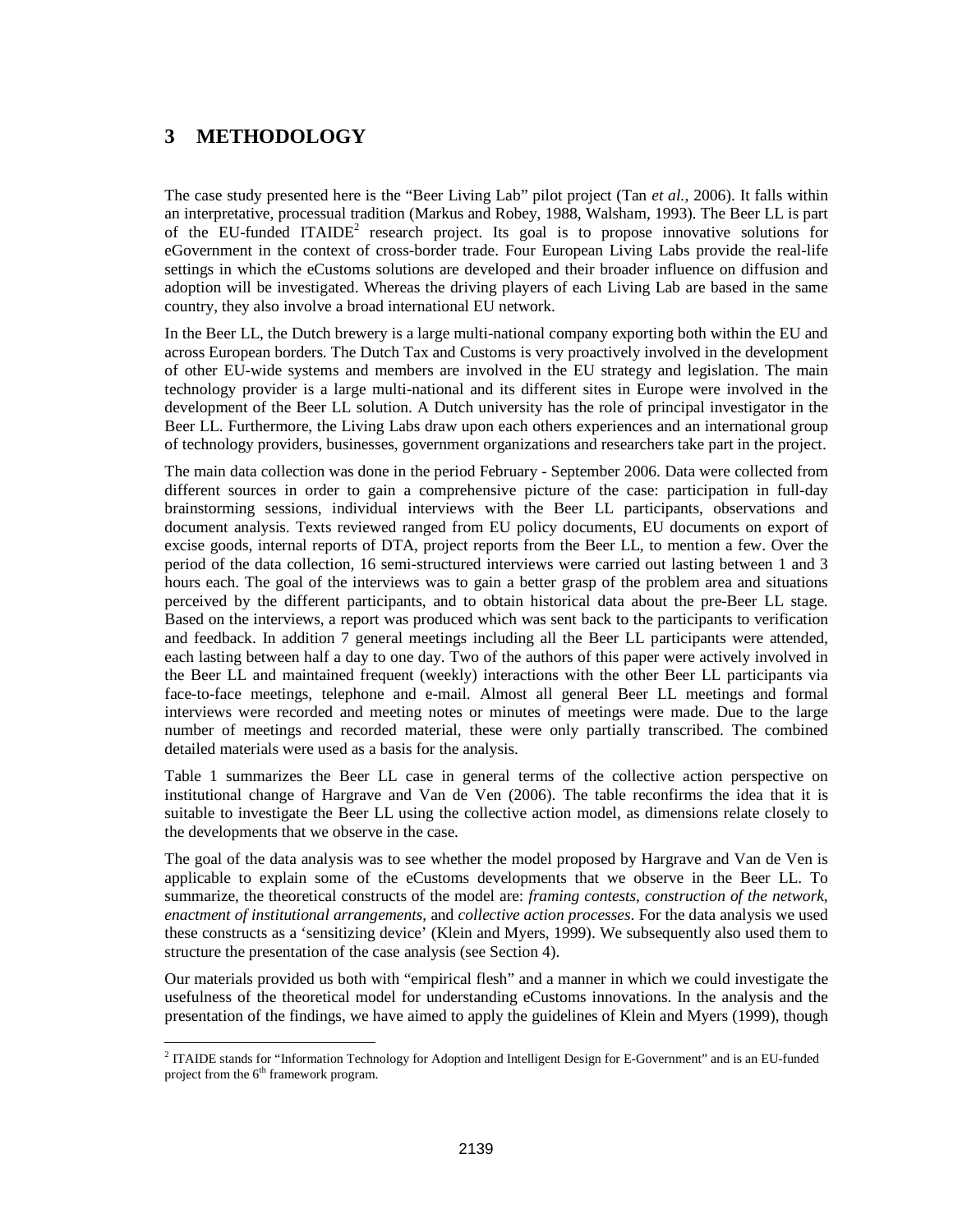# 3 METHODOLOGY

The case study presented here is the "Beer Living Lab" pilot project (Tan *et al.*, 2006). It falls within an interpretative, processual tradition (Markus and Robey, 1988, Walsham, 1993). The Beer LL is part of the EU-funded ITAIDE[2] research project. Its goal is to propose innovative solutions for eGovernment in the context of cross-border trade. Four European Living Labs provide the real-life settings in which the eCustoms solutions are developed and their broader influence on diffusion and adoption will be investigated. Whereas the driving players of each Living Lab are based in the same country, they also involve a broad international EU network.

In the Beer LL, the Dutch brewery is a large multi-national company exporting both within the EU and across European borders. The Dutch Tax and Customs is very proactively involved in the development of other EU-wide systems and members are involved in the EU strategy and legislation. The main technology provider is a large multi-national and its different sites in Europe were involved in the development of the Beer LL solution. A Dutch university has the role of principal investigator in the Beer LL. Furthermore, the Living Labs draw upon each others experiences and an international group of technology providers, businesses, government organizations and researchers take part in the project.

The main data collection was done in the period February - September 2006. Data were collected from different sources in order to gain a comprehensive picture of the case: participation in full-day brainstorming sessions, individual interviews with the Beer LL participants, observations and document analysis. Texts reviewed ranged from EU policy documents, EU documents on export of excise goods, internal reports of DTA, project reports from the Beer LL, to mention a few. Over the period of the data collection, 16 semi-structured interviews were carried out lasting between 1 and 3 hours each. The goal of the interviews was to gain a better grasp of the problem area and situations perceived by the different participants, and to obtain historical data about the pre-Beer LL stage. Based on the interviews, a report was produced which was sent back to the participants to verification and feedback. In addition 7 general meetings including all the Beer LL participants were attended, each lasting between half a day to one day. Two of the authors of this paper were actively involved in the Beer LL and maintained frequent (weekly) interactions with the other Beer LL participants via face-to-face meetings, telephone and e-mail. Almost all general Beer LL meetings and formal interviews were recorded and meeting notes or minutes of meetings were made. Due to the large number of meetings and recorded material, these were only partially transcribed. The combined detailed materials were used as a basis for the analysis.

Table 1 summarizes the Beer LL case in general terms of the collective action perspective on institutional change of Hargrave and Van de Ven (2006). The table reconfirms the idea that it is suitable to investigate the Beer LL using the collective action model, as dimensions relate closely to the developments that we observe in the case.

The goal of the data analysis was to see whether the model proposed by Hargrave and Van de Ven is applicable to explain some of the eCustoms developments that we observe in the Beer LL. To summarize, the theoretical constructs of the model are: *framing contests*, *construction of the network*, *enactment of institutional arrangements*, and *collective action processes*. For the data analysis we used these constructs as a 'sensitizing device' (Klein and Myers, 1999). We subsequently also used them to structure the presentation of the case analysis (see Section 4).

Our materials provided us both with "empirical flesh" and a manner in which we could investigate the usefulness of the theoretical model for understanding eCustoms innovations. In the analysis and the presentation of the findings, we have aimed to apply the guidelines of Klein and Myers (1999), though

[2] ITAIDE stands for "Information Technology for Adoption and Intelligent Design for E-Government" and is an EU-funded project from the 6th framework program.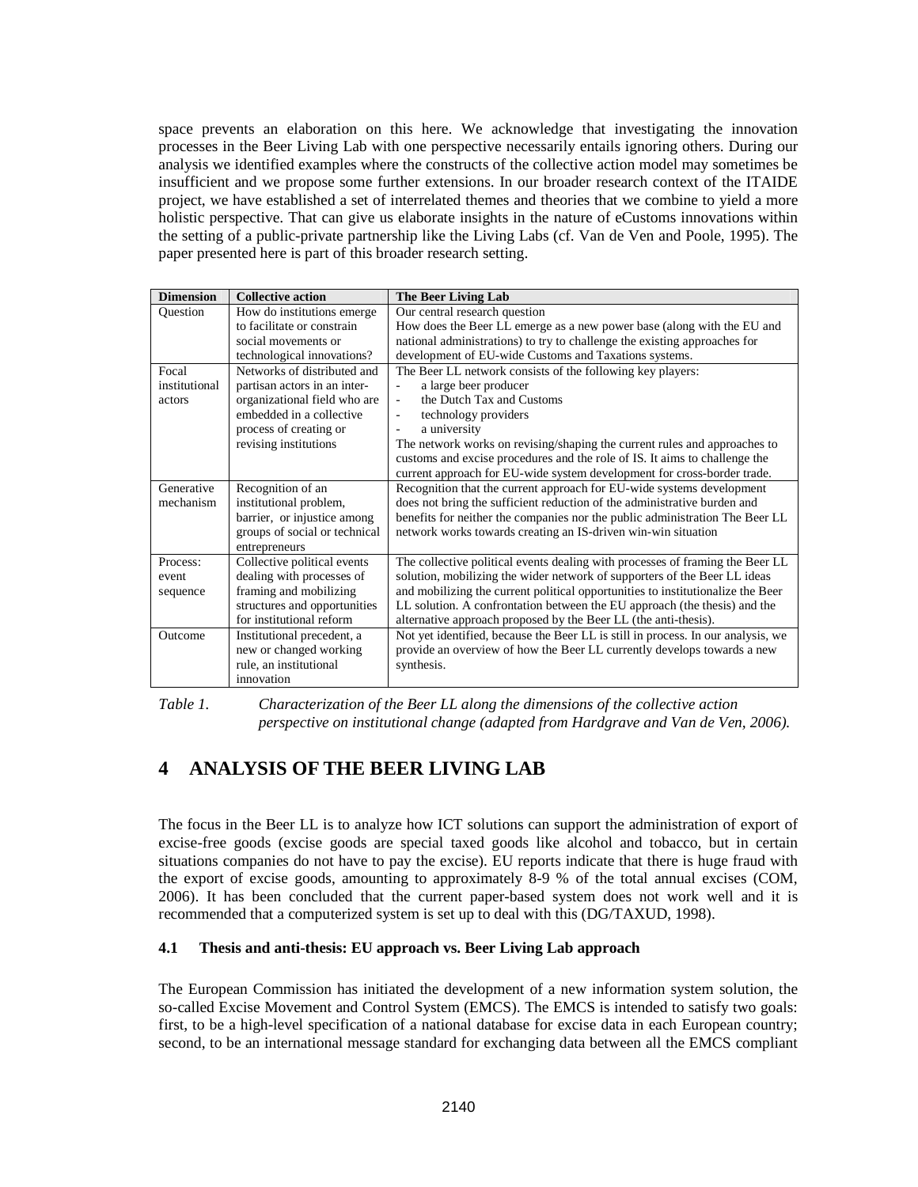space prevents an elaboration on this here. We acknowledge that investigating the innovation processes in the Beer Living Lab with one perspective necessarily entails ignoring others. During our analysis we identified examples where the constructs of the collective action model may sometimes be insufficient and we propose some further extensions. In our broader research context of the ITAIDE project, we have established a set of interrelated themes and theories that we combine to yield a more holistic perspective. That can give us elaborate insights in the nature of eCustoms innovations within the setting of a public-private partnership like the Living Labs (cf. Van de Ven and Poole, 1995). The paper presented here is part of this broader research setting.

| Dimension | Collective action | The Beer Living Lab |
|---|---|---|
| Question | How do institutions emerge to facilitate or constrain social movements or technological innovations? | Our central research question<br>How does the Beer LL emerge as a new power base (along with the EU and national administrations) to try to challenge the existing approaches for development of EU-wide Customs and Taxations systems. |
| Focal institutional actors | Networks of distributed and partisan actors in an inter-organizational field who are embedded in a collective process of creating or revising institutions | The Beer LL network consists of the following key players:<br>- a large beer producer<br>- the Dutch Tax and Customs<br>- technology providers<br>- a university<br>The network works on revising/shaping the current rules and approaches to customs and excise procedures and the role of IS. It aims to challenge the current approach for EU-wide system development for cross-border trade. |
| Generative mechanism | Recognition of an institutional problem, barrier, or injustice among groups of social or technical entrepreneurs | Recognition that the current approach for EU-wide systems development does not bring the sufficient reduction of the administrative burden and benefits for neither the companies nor the public administration The Beer LL network works towards creating an IS-driven win-win situation |
| Process: event sequence | Collective political events dealing with processes of framing and mobilizing structures and opportunities for institutional reform | The collective political events dealing with processes of framing the Beer LL solution, mobilizing the wider network of supporters of the Beer LL ideas and mobilizing the current political opportunities to institutionalize the Beer LL solution. A confrontation between the EU approach (the thesis) and the alternative approach proposed by the Beer LL (the anti-thesis). |
| Outcome | Institutional precedent, a new or changed working rule, an institutional innovation | Not yet identified, because the Beer LL is still in process. In our analysis, we provide an overview of how the Beer LL currently develops towards a new synthesis. |

*Table 1. Characterization of the Beer LL along the dimensions of the collective action perspective on institutional change (adapted from Hardgrave and Van de Ven, 2006).*

# 4 ANALYSIS OF THE BEER LIVING LAB

The focus in the Beer LL is to analyze how ICT solutions can support the administration of export of excise-free goods (excise goods are special taxed goods like alcohol and tobacco, but in certain situations companies do not have to pay the excise). EU reports indicate that there is huge fraud with the export of excise goods, amounting to approximately 8-9 % of the total annual excises (COM, 2006). It has been concluded that the current paper-based system does not work well and it is recommended that a computerized system is set up to deal with this (DG/TAXUD, 1998).

## 4.1 Thesis and anti-thesis: EU approach vs. Beer Living Lab approach

The European Commission has initiated the development of a new information system solution, the so-called Excise Movement and Control System (EMCS). The EMCS is intended to satisfy two goals: first, to be a high-level specification of a national database for excise data in each European country; second, to be an international message standard for exchanging data between all the EMCS compliant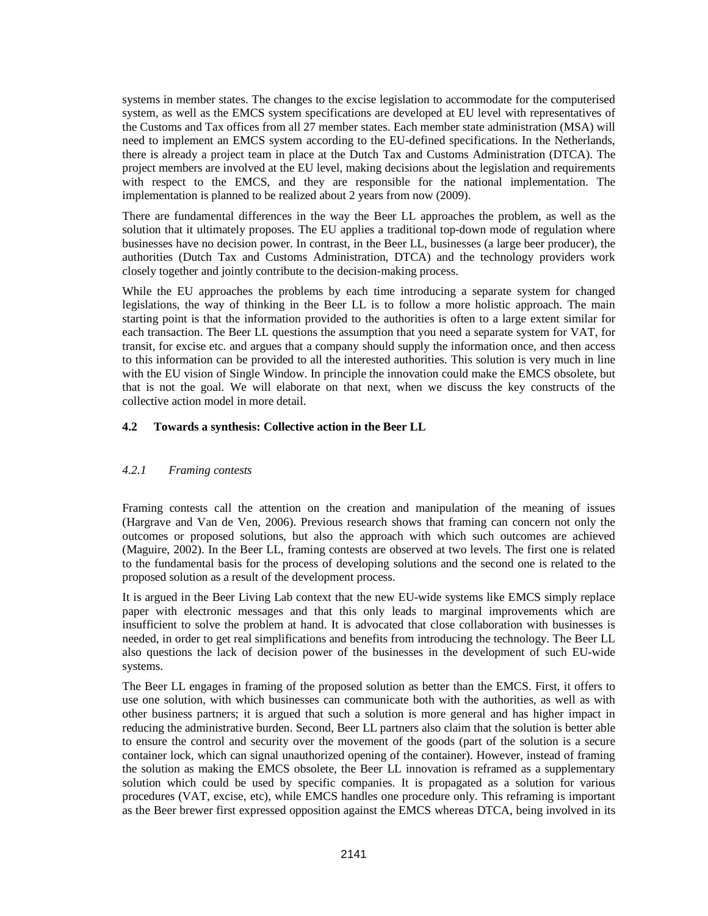systems in member states. The changes to the excise legislation to accommodate for the computerised system, as well as the EMCS system specifications are developed at EU level with representatives of the Customs and Tax offices from all 27 member states. Each member state administration (MSA) will need to implement an EMCS system according to the EU-defined specifications. In the Netherlands, there is already a project team in place at the Dutch Tax and Customs Administration (DTCA). The project members are involved at the EU level, making decisions about the legislation and requirements with respect to the EMCS, and they are responsible for the national implementation. The implementation is planned to be realized about 2 years from now (2009).

There are fundamental differences in the way the Beer LL approaches the problem, as well as the solution that it ultimately proposes. The EU applies a traditional top-down mode of regulation where businesses have no decision power. In contrast, in the Beer LL, businesses (a large beer producer), the authorities (Dutch Tax and Customs Administration, DTCA) and the technology providers work closely together and jointly contribute to the decision-making process.

While the EU approaches the problems by each time introducing a separate system for changed legislations, the way of thinking in the Beer LL is to follow a more holistic approach. The main starting point is that the information provided to the authorities is often to a large extent similar for each transaction. The Beer LL questions the assumption that you need a separate system for VAT, for transit, for excise etc. and argues that a company should supply the information once, and then access to this information can be provided to all the interested authorities. This solution is very much in line with the EU vision of Single Window. In principle the innovation could make the EMCS obsolete, but that is not the goal. We will elaborate on that next, when we discuss the key constructs of the collective action model in more detail.

### 4.2 Towards a synthesis: Collective action in the Beer LL

#### *4.2.1 Framing contests*

Framing contests call the attention on the creation and manipulation of the meaning of issues (Hargrave and Van de Ven, 2006). Previous research shows that framing can concern not only the outcomes or proposed solutions, but also the approach with which such outcomes are achieved (Maguire, 2002). In the Beer LL, framing contests are observed at two levels. The first one is related to the fundamental basis for the process of developing solutions and the second one is related to the proposed solution as a result of the development process.

It is argued in the Beer Living Lab context that the new EU-wide systems like EMCS simply replace paper with electronic messages and that this only leads to marginal improvements which are insufficient to solve the problem at hand. It is advocated that close collaboration with businesses is needed, in order to get real simplifications and benefits from introducing the technology. The Beer LL also questions the lack of decision power of the businesses in the development of such EU-wide systems.

The Beer LL engages in framing of the proposed solution as better than the EMCS. First, it offers to use one solution, with which businesses can communicate both with the authorities, as well as with other business partners; it is argued that such a solution is more general and has higher impact in reducing the administrative burden. Second, Beer LL partners also claim that the solution is better able to ensure the control and security over the movement of the goods (part of the solution is a secure container lock, which can signal unauthorized opening of the container). However, instead of framing the solution as making the EMCS obsolete, the Beer LL innovation is reframed as a supplementary solution which could be used by specific companies. It is propagated as a solution for various procedures (VAT, excise, etc), while EMCS handles one procedure only. This reframing is important as the Beer brewer first expressed opposition against the EMCS whereas DTCA, being involved in its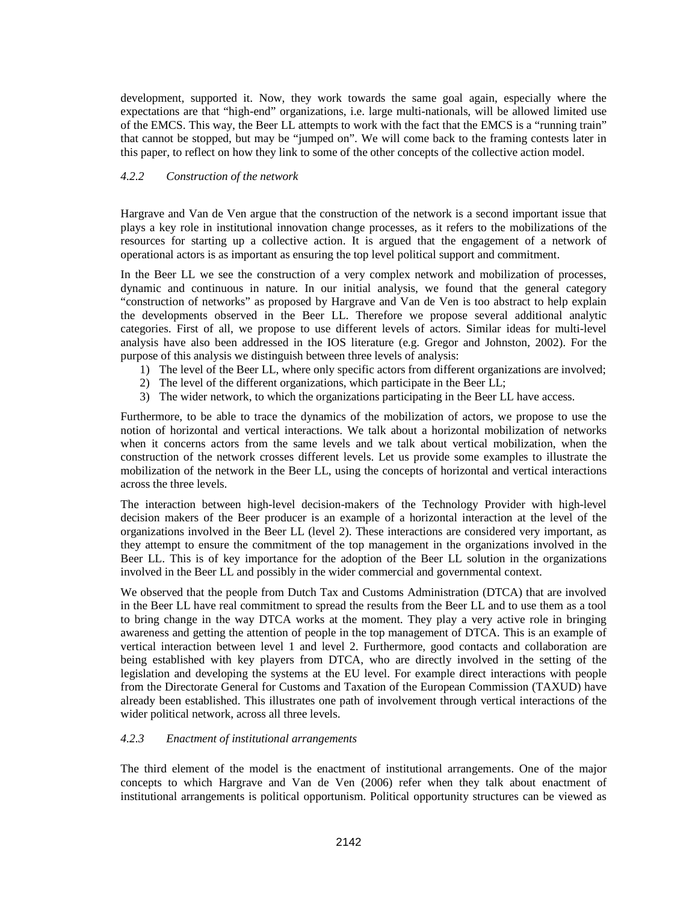development, supported it. Now, they work towards the same goal again, especially where the expectations are that "high-end" organizations, i.e. large multi-nationals, will be allowed limited use of the EMCS. This way, the Beer LL attempts to work with the fact that the EMCS is a "running train" that cannot be stopped, but may be "jumped on". We will come back to the framing contests later in this paper, to reflect on how they link to some of the other concepts of the collective action model.

#### *4.2.2 Construction of the network*

Hargrave and Van de Ven argue that the construction of the network is a second important issue that plays a key role in institutional innovation change processes, as it refers to the mobilizations of the resources for starting up a collective action. It is argued that the engagement of a network of operational actors is as important as ensuring the top level political support and commitment.

In the Beer LL we see the construction of a very complex network and mobilization of processes, dynamic and continuous in nature. In our initial analysis, we found that the general category "construction of networks" as proposed by Hargrave and Van de Ven is too abstract to help explain the developments observed in the Beer LL. Therefore we propose several additional analytic categories. First of all, we propose to use different levels of actors. Similar ideas for multi-level analysis have also been addressed in the IOS literature (e.g. Gregor and Johnston, 2002). For the purpose of this analysis we distinguish between three levels of analysis:

1) The level of the Beer LL, where only specific actors from different organizations are involved;
2) The level of the different organizations, which participate in the Beer LL;
3) The wider network, to which the organizations participating in the Beer LL have access.

Furthermore, to be able to trace the dynamics of the mobilization of actors, we propose to use the notion of horizontal and vertical interactions. We talk about a horizontal mobilization of networks when it concerns actors from the same levels and we talk about vertical mobilization, when the construction of the network crosses different levels. Let us provide some examples to illustrate the mobilization of the network in the Beer LL, using the concepts of horizontal and vertical interactions across the three levels.

The interaction between high-level decision-makers of the Technology Provider with high-level decision makers of the Beer producer is an example of a horizontal interaction at the level of the organizations involved in the Beer LL (level 2). These interactions are considered very important, as they attempt to ensure the commitment of the top management in the organizations involved in the Beer LL. This is of key importance for the adoption of the Beer LL solution in the organizations involved in the Beer LL and possibly in the wider commercial and governmental context.

We observed that the people from Dutch Tax and Customs Administration (DTCA) that are involved in the Beer LL have real commitment to spread the results from the Beer LL and to use them as a tool to bring change in the way DTCA works at the moment. They play a very active role in bringing awareness and getting the attention of people in the top management of DTCA. This is an example of vertical interaction between level 1 and level 2. Furthermore, good contacts and collaboration are being established with key players from DTCA, who are directly involved in the setting of the legislation and developing the systems at the EU level. For example direct interactions with people from the Directorate General for Customs and Taxation of the European Commission (TAXUD) have already been established. This illustrates one path of involvement through vertical interactions of the wider political network, across all three levels.

#### *4.2.3 Enactment of institutional arrangements*

The third element of the model is the enactment of institutional arrangements. One of the major concepts to which Hargrave and Van de Ven (2006) refer when they talk about enactment of institutional arrangements is political opportunism. Political opportunity structures can be viewed as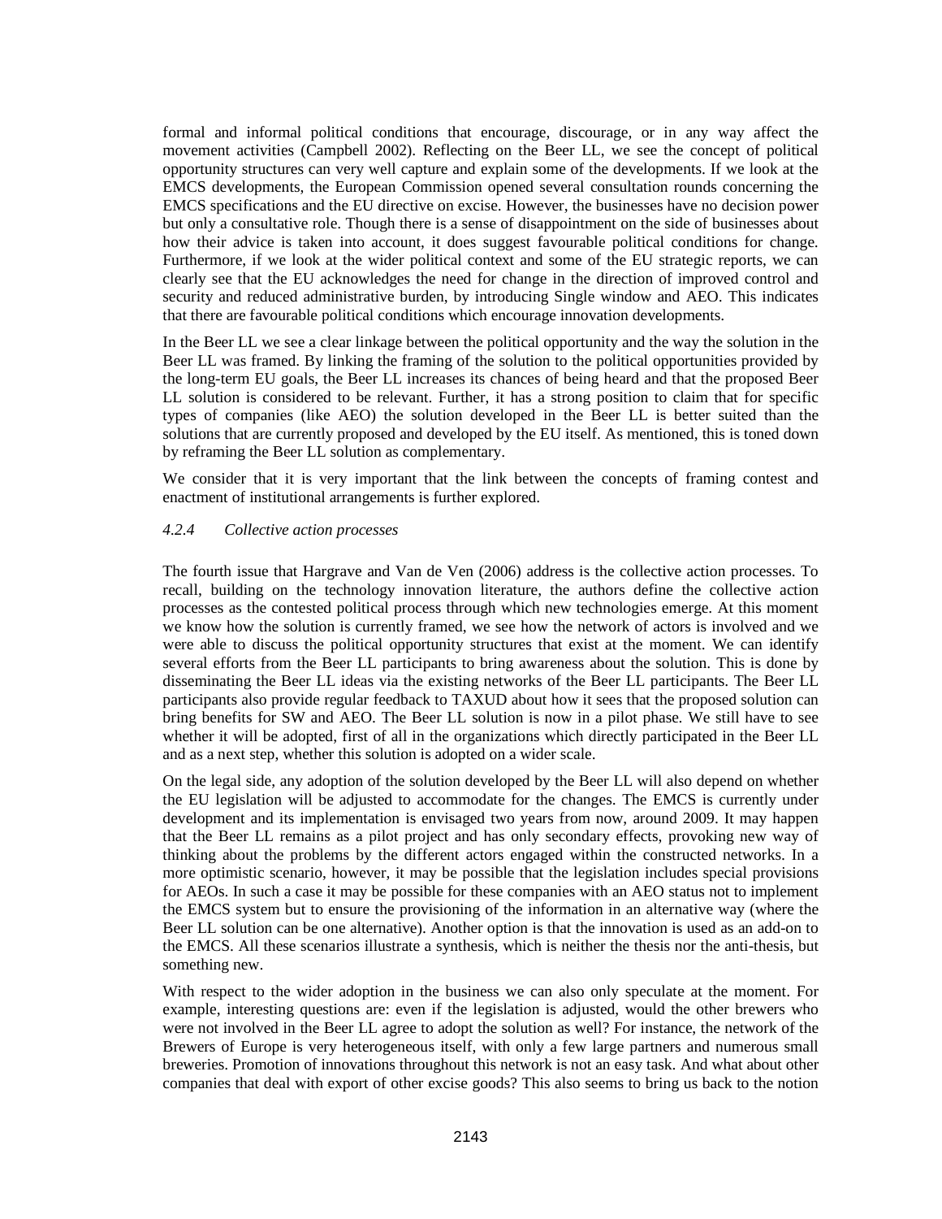formal and informal political conditions that encourage, discourage, or in any way affect the movement activities (Campbell 2002). Reflecting on the Beer LL, we see the concept of political opportunity structures can very well capture and explain some of the developments. If we look at the EMCS developments, the European Commission opened several consultation rounds concerning the EMCS specifications and the EU directive on excise. However, the businesses have no decision power but only a consultative role. Though there is a sense of disappointment on the side of businesses about how their advice is taken into account, it does suggest favourable political conditions for change. Furthermore, if we look at the wider political context and some of the EU strategic reports, we can clearly see that the EU acknowledges the need for change in the direction of improved control and security and reduced administrative burden, by introducing Single window and AEO. This indicates that there are favourable political conditions which encourage innovation developments.

In the Beer LL we see a clear linkage between the political opportunity and the way the solution in the Beer LL was framed. By linking the framing of the solution to the political opportunities provided by the long-term EU goals, the Beer LL increases its chances of being heard and that the proposed Beer LL solution is considered to be relevant. Further, it has a strong position to claim that for specific types of companies (like AEO) the solution developed in the Beer LL is better suited than the solutions that are currently proposed and developed by the EU itself. As mentioned, this is toned down by reframing the Beer LL solution as complementary.

We consider that it is very important that the link between the concepts of framing contest and enactment of institutional arrangements is further explored.

#### *4.2.4 Collective action processes*

The fourth issue that Hargrave and Van de Ven (2006) address is the collective action processes. To recall, building on the technology innovation literature, the authors define the collective action processes as the contested political process through which new technologies emerge. At this moment we know how the solution is currently framed, we see how the network of actors is involved and we were able to discuss the political opportunity structures that exist at the moment. We can identify several efforts from the Beer LL participants to bring awareness about the solution. This is done by disseminating the Beer LL ideas via the existing networks of the Beer LL participants. The Beer LL participants also provide regular feedback to TAXUD about how it sees that the proposed solution can bring benefits for SW and AEO. The Beer LL solution is now in a pilot phase. We still have to see whether it will be adopted, first of all in the organizations which directly participated in the Beer LL and as a next step, whether this solution is adopted on a wider scale.

On the legal side, any adoption of the solution developed by the Beer LL will also depend on whether the EU legislation will be adjusted to accommodate for the changes. The EMCS is currently under development and its implementation is envisaged two years from now, around 2009. It may happen that the Beer LL remains as a pilot project and has only secondary effects, provoking new way of thinking about the problems by the different actors engaged within the constructed networks. In a more optimistic scenario, however, it may be possible that the legislation includes special provisions for AEOs. In such a case it may be possible for these companies with an AEO status not to implement the EMCS system but to ensure the provisioning of the information in an alternative way (where the Beer LL solution can be one alternative). Another option is that the innovation is used as an add-on to the EMCS. All these scenarios illustrate a synthesis, which is neither the thesis nor the anti-thesis, but something new.

With respect to the wider adoption in the business we can also only speculate at the moment. For example, interesting questions are: even if the legislation is adjusted, would the other brewers who were not involved in the Beer LL agree to adopt the solution as well? For instance, the network of the Brewers of Europe is very heterogeneous itself, with only a few large partners and numerous small breweries. Promotion of innovations throughout this network is not an easy task. And what about other companies that deal with export of other excise goods? This also seems to bring us back to the notion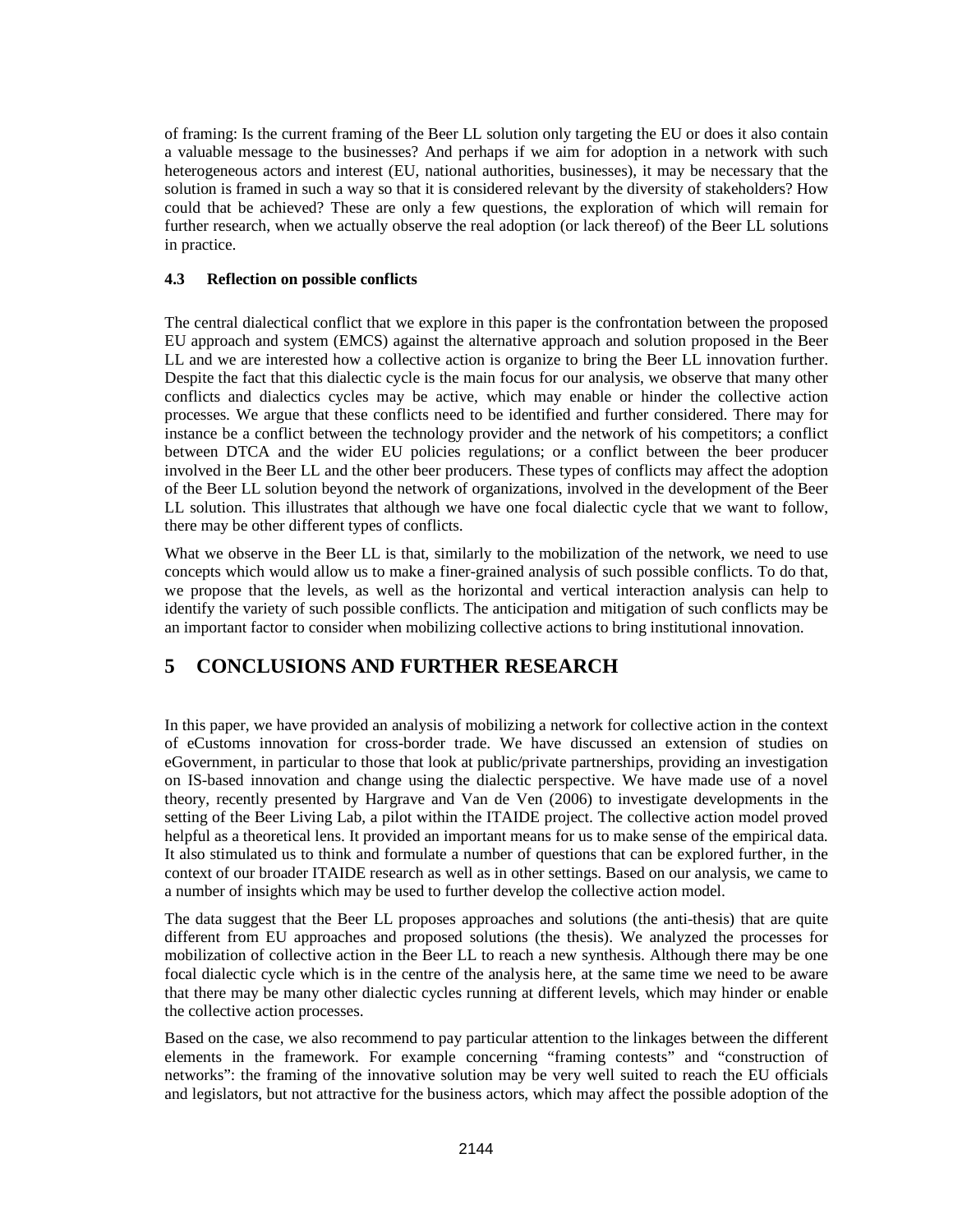of framing: Is the current framing of the Beer LL solution only targeting the EU or does it also contain a valuable message to the businesses? And perhaps if we aim for adoption in a network with such heterogeneous actors and interest (EU, national authorities, businesses), it may be necessary that the solution is framed in such a way so that it is considered relevant by the diversity of stakeholders? How could that be achieved? These are only a few questions, the exploration of which will remain for further research, when we actually observe the real adoption (or lack thereof) of the Beer LL solutions in practice.

### 4.3 Reflection on possible conflicts

The central dialectical conflict that we explore in this paper is the confrontation between the proposed EU approach and system (EMCS) against the alternative approach and solution proposed in the Beer LL and we are interested how a collective action is organize to bring the Beer LL innovation further. Despite the fact that this dialectic cycle is the main focus for our analysis, we observe that many other conflicts and dialectics cycles may be active, which may enable or hinder the collective action processes. We argue that these conflicts need to be identified and further considered. There may for instance be a conflict between the technology provider and the network of his competitors; a conflict between DTCA and the wider EU policies regulations; or a conflict between the beer producer involved in the Beer LL and the other beer producers. These types of conflicts may affect the adoption of the Beer LL solution beyond the network of organizations, involved in the development of the Beer LL solution. This illustrates that although we have one focal dialectic cycle that we want to follow, there may be other different types of conflicts.

What we observe in the Beer LL is that, similarly to the mobilization of the network, we need to use concepts which would allow us to make a finer-grained analysis of such possible conflicts. To do that, we propose that the levels, as well as the horizontal and vertical interaction analysis can help to identify the variety of such possible conflicts. The anticipation and mitigation of such conflicts may be an important factor to consider when mobilizing collective actions to bring institutional innovation.

## 5 CONCLUSIONS AND FURTHER RESEARCH

In this paper, we have provided an analysis of mobilizing a network for collective action in the context of eCustoms innovation for cross-border trade. We have discussed an extension of studies on eGovernment, in particular to those that look at public/private partnerships, providing an investigation on IS-based innovation and change using the dialectic perspective. We have made use of a novel theory, recently presented by Hargrave and Van de Ven (2006) to investigate developments in the setting of the Beer Living Lab, a pilot within the ITAIDE project. The collective action model proved helpful as a theoretical lens. It provided an important means for us to make sense of the empirical data. It also stimulated us to think and formulate a number of questions that can be explored further, in the context of our broader ITAIDE research as well as in other settings. Based on our analysis, we came to a number of insights which may be used to further develop the collective action model.

The data suggest that the Beer LL proposes approaches and solutions (the anti-thesis) that are quite different from EU approaches and proposed solutions (the thesis). We analyzed the processes for mobilization of collective action in the Beer LL to reach a new synthesis. Although there may be one focal dialectic cycle which is in the centre of the analysis here, at the same time we need to be aware that there may be many other dialectic cycles running at different levels, which may hinder or enable the collective action processes.

Based on the case, we also recommend to pay particular attention to the linkages between the different elements in the framework. For example concerning "framing contests" and "construction of networks": the framing of the innovative solution may be very well suited to reach the EU officials and legislators, but not attractive for the business actors, which may affect the possible adoption of the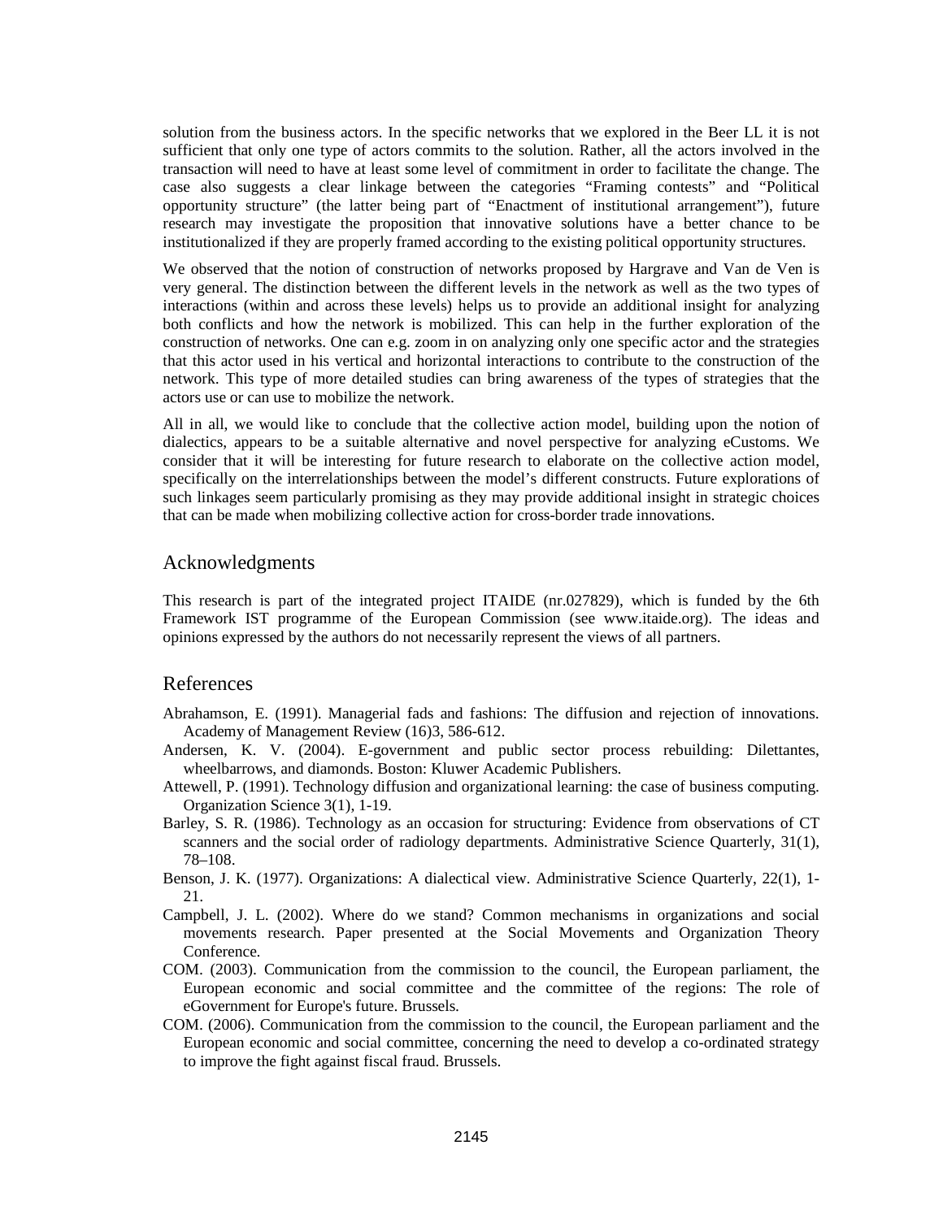solution from the business actors. In the specific networks that we explored in the Beer LL it is not sufficient that only one type of actors commits to the solution. Rather, all the actors involved in the transaction will need to have at least some level of commitment in order to facilitate the change. The case also suggests a clear linkage between the categories "Framing contests" and "Political opportunity structure" (the latter being part of "Enactment of institutional arrangement"), future research may investigate the proposition that innovative solutions have a better chance to be institutionalized if they are properly framed according to the existing political opportunity structures.

We observed that the notion of construction of networks proposed by Hargrave and Van de Ven is very general. The distinction between the different levels in the network as well as the two types of interactions (within and across these levels) helps us to provide an additional insight for analyzing both conflicts and how the network is mobilized. This can help in the further exploration of the construction of networks. One can e.g. zoom in on analyzing only one specific actor and the strategies that this actor used in his vertical and horizontal interactions to contribute to the construction of the network. This type of more detailed studies can bring awareness of the types of strategies that the actors use or can use to mobilize the network.

All in all, we would like to conclude that the collective action model, building upon the notion of dialectics, appears to be a suitable alternative and novel perspective for analyzing eCustoms. We consider that it will be interesting for future research to elaborate on the collective action model, specifically on the interrelationships between the model's different constructs. Future explorations of such linkages seem particularly promising as they may provide additional insight in strategic choices that can be made when mobilizing collective action for cross-border trade innovations.

## Acknowledgments

This research is part of the integrated project ITAIDE (nr.027829), which is funded by the 6th Framework IST programme of the European Commission (see www.itaide.org). The ideas and opinions expressed by the authors do not necessarily represent the views of all partners.

## References

Abrahamson, E. (1991). Managerial fads and fashions: The diffusion and rejection of innovations. Academy of Management Review (16)3, 586-612.

Andersen, K. V. (2004). E-government and public sector process rebuilding: Dilettantes, wheelbarrows, and diamonds. Boston: Kluwer Academic Publishers.

Attewell, P. (1991). Technology diffusion and organizational learning: the case of business computing. Organization Science 3(1), 1-19.

Barley, S. R. (1986). Technology as an occasion for structuring: Evidence from observations of CT scanners and the social order of radiology departments. Administrative Science Quarterly, 31(1), 78–108.

Benson, J. K. (1977). Organizations: A dialectical view. Administrative Science Quarterly, 22(1), 1-21.

Campbell, J. L. (2002). Where do we stand? Common mechanisms in organizations and social movements research. Paper presented at the Social Movements and Organization Theory Conference.

COM. (2003). Communication from the commission to the council, the European parliament, the European economic and social committee and the committee of the regions: The role of eGovernment for Europe's future. Brussels.

COM. (2006). Communication from the commission to the council, the European parliament and the European economic and social committee, concerning the need to develop a co-ordinated strategy to improve the fight against fiscal fraud. Brussels.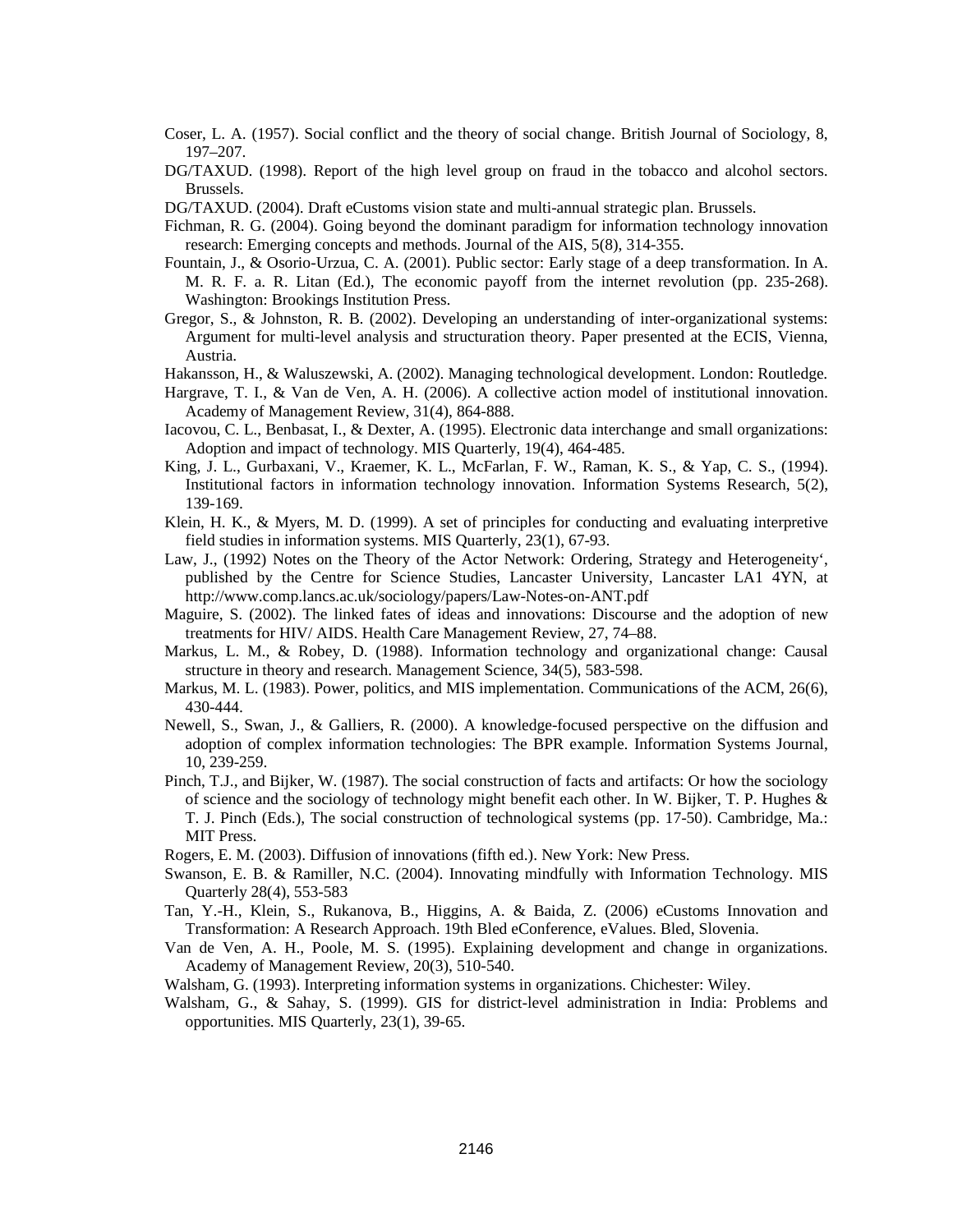Coser, L. A. (1957). Social conflict and the theory of social change. British Journal of Sociology, 8, 197–207.

DG/TAXUD. (1998). Report of the high level group on fraud in the tobacco and alcohol sectors. Brussels.

DG/TAXUD. (2004). Draft eCustoms vision state and multi-annual strategic plan. Brussels.

Fichman, R. G. (2004). Going beyond the dominant paradigm for information technology innovation research: Emerging concepts and methods. Journal of the AIS, 5(8), 314-355.

Fountain, J., & Osorio-Urzua, C. A. (2001). Public sector: Early stage of a deep transformation. In A. M. R. F. a. R. Litan (Ed.), The economic payoff from the internet revolution (pp. 235-268). Washington: Brookings Institution Press.

Gregor, S., & Johnston, R. B. (2002). Developing an understanding of inter-organizational systems: Argument for multi-level analysis and structuration theory. Paper presented at the ECIS, Vienna, Austria.

Hakansson, H., & Waluszewski, A. (2002). Managing technological development. London: Routledge.

Hargrave, T. I., & Van de Ven, A. H. (2006). A collective action model of institutional innovation. Academy of Management Review, 31(4), 864-888.

Iacovou, C. L., Benbasat, I., & Dexter, A. (1995). Electronic data interchange and small organizations: Adoption and impact of technology. MIS Quarterly, 19(4), 464-485.

King, J. L., Gurbaxani, V., Kraemer, K. L., McFarlan, F. W., Raman, K. S., & Yap, C. S., (1994). Institutional factors in information technology innovation. Information Systems Research, 5(2), 139-169.

Klein, H. K., & Myers, M. D. (1999). A set of principles for conducting and evaluating interpretive field studies in information systems. MIS Quarterly, 23(1), 67-93.

Law, J., (1992) Notes on the Theory of the Actor Network: Ordering, Strategy and Heterogeneity', published by the Centre for Science Studies, Lancaster University, Lancaster LA1 4YN, at http://www.comp.lancs.ac.uk/sociology/papers/Law-Notes-on-ANT.pdf

Maguire, S. (2002). The linked fates of ideas and innovations: Discourse and the adoption of new treatments for HIV/ AIDS. Health Care Management Review, 27, 74–88.

Markus, L. M., & Robey, D. (1988). Information technology and organizational change: Causal structure in theory and research. Management Science, 34(5), 583-598.

Markus, M. L. (1983). Power, politics, and MIS implementation. Communications of the ACM, 26(6), 430-444.

Newell, S., Swan, J., & Galliers, R. (2000). A knowledge-focused perspective on the diffusion and adoption of complex information technologies: The BPR example. Information Systems Journal, 10, 239-259.

Pinch, T.J., and Bijker, W. (1987). The social construction of facts and artifacts: Or how the sociology of science and the sociology of technology might benefit each other. In W. Bijker, T. P. Hughes & T. J. Pinch (Eds.), The social construction of technological systems (pp. 17-50). Cambridge, Ma.: MIT Press.

Rogers, E. M. (2003). Diffusion of innovations (fifth ed.). New York: New Press.

Swanson, E. B. & Ramiller, N.C. (2004). Innovating mindfully with Information Technology. MIS Quarterly 28(4), 553-583

Tan, Y.-H., Klein, S., Rukanova, B., Higgins, A. & Baida, Z. (2006) eCustoms Innovation and Transformation: A Research Approach. 19th Bled eConference, eValues. Bled, Slovenia.

Van de Ven, A. H., Poole, M. S. (1995). Explaining development and change in organizations. Academy of Management Review, 20(3), 510-540.

Walsham, G. (1993). Interpreting information systems in organizations. Chichester: Wiley.

Walsham, G., & Sahay, S. (1999). GIS for district-level administration in India: Problems and opportunities. MIS Quarterly, 23(1), 39-65.